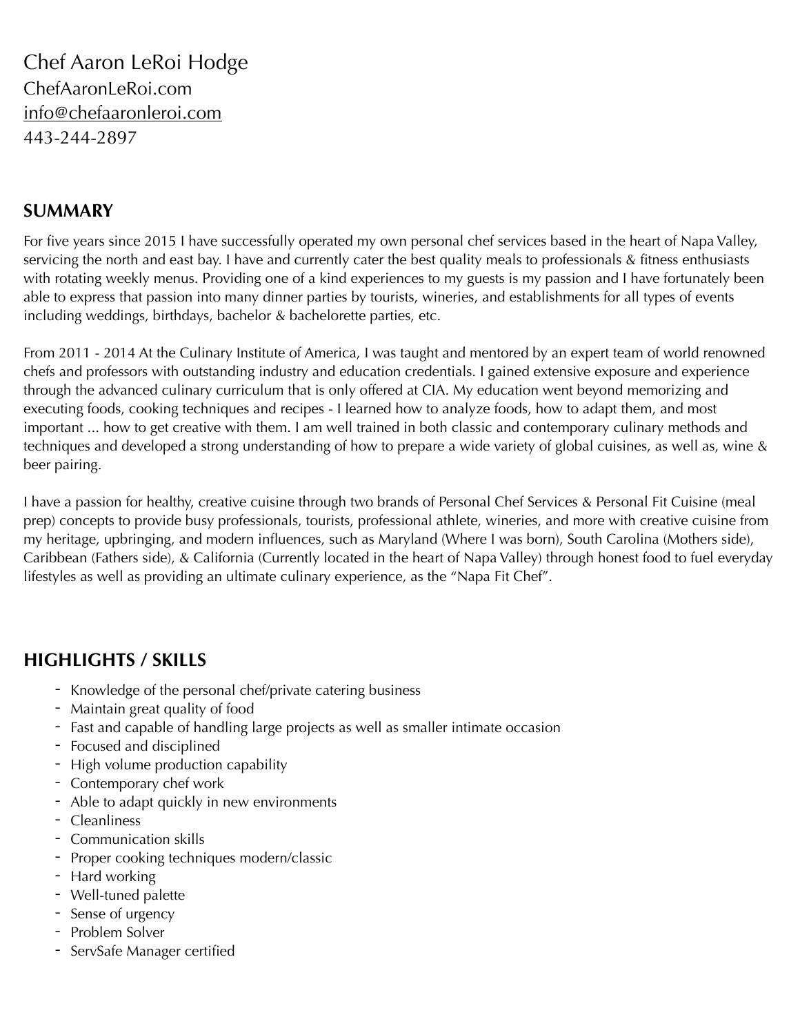# Chef Aaron LeRoi Hodge

ChefAaronLeRoi.com
info@chefaaronleroi.com
443-244-2897

## SUMMARY

For five years since 2015 I have successfully operated my own personal chef services based in the heart of Napa Valley, servicing the north and east bay. I have and currently cater the best quality meals to professionals & fitness enthusiasts with rotating weekly menus. Providing one of a kind experiences to my guests is my passion and I have fortunately been able to express that passion into many dinner parties by tourists, wineries, and establishments for all types of events including weddings, birthdays, bachelor & bachelorette parties, etc.

From 2011 - 2014 At the Culinary Institute of America, I was taught and mentored by an expert team of world renowned chefs and professors with outstanding industry and education credentials. I gained extensive exposure and experience through the advanced culinary curriculum that is only offered at CIA. My education went beyond memorizing and executing foods, cooking techniques and recipes - I learned how to analyze foods, how to adapt them, and most important ... how to get creative with them. I am well trained in both classic and contemporary culinary methods and techniques and developed a strong understanding of how to prepare a wide variety of global cuisines, as well as, wine & beer pairing.

I have a passion for healthy, creative cuisine through two brands of Personal Chef Services & Personal Fit Cuisine (meal prep) concepts to provide busy professionals, tourists, professional athlete, wineries, and more with creative cuisine from my heritage, upbringing, and modern influences, such as Maryland (Where I was born), South Carolina (Mothers side), Caribbean (Fathers side), & California (Currently located in the heart of Napa Valley) through honest food to fuel everyday lifestyles as well as providing an ultimate culinary experience, as the "Napa Fit Chef".

## HIGHLIGHTS / SKILLS

- Knowledge of the personal chef/private catering business
- Maintain great quality of food
- Fast and capable of handling large projects as well as smaller intimate occasion
- Focused and disciplined
- High volume production capability
- Contemporary chef work
- Able to adapt quickly in new environments
- Cleanliness
- Communication skills
- Proper cooking techniques modern/classic
- Hard working
- Well-tuned palette
- Sense of urgency
- Problem Solver
- ServSafe Manager certified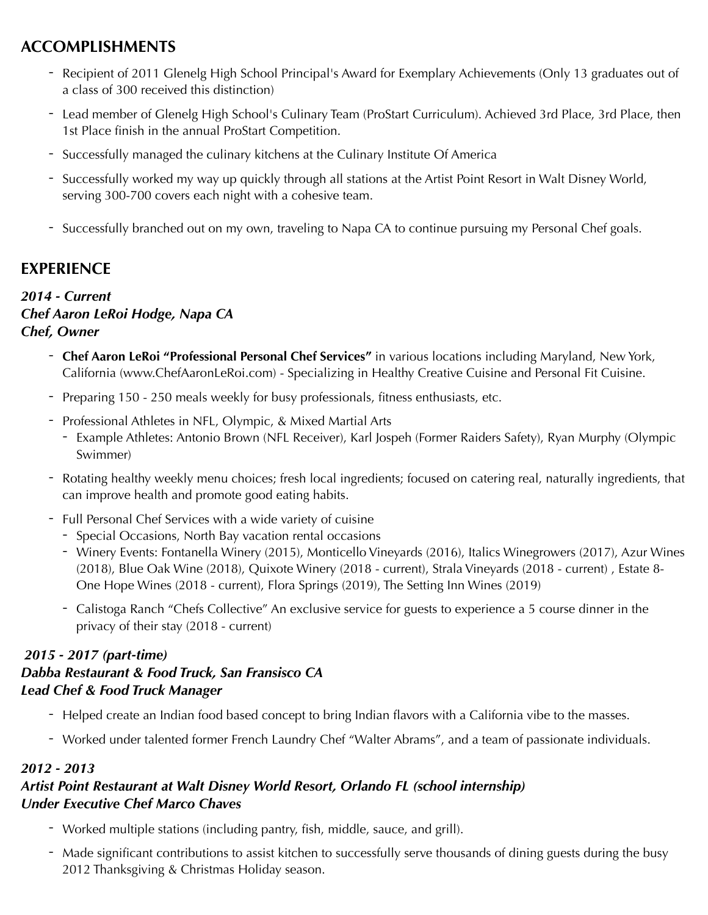## ACCOMPLISHMENTS

- Recipient of 2011 Glenelg High School Principal's Award for Exemplary Achievements (Only 13 graduates out of a class of 300 received this distinction)
- Lead member of Glenelg High School's Culinary Team (ProStart Curriculum). Achieved 3rd Place, 3rd Place, then 1st Place finish in the annual ProStart Competition.
- Successfully managed the culinary kitchens at the Culinary Institute Of America
- Successfully worked my way up quickly through all stations at the Artist Point Resort in Walt Disney World, serving 300-700 covers each night with a cohesive team.
- Successfully branched out on my own, traveling to Napa CA to continue pursuing my Personal Chef goals.

## EXPERIENCE

***2014 - Current***
***Chef Aaron LeRoi Hodge, Napa CA***
***Chef, Owner***

- **Chef Aaron LeRoi "Professional Personal Chef Services"** in various locations including Maryland, New York, California (www.ChefAaronLeRoi.com) - Specializing in Healthy Creative Cuisine and Personal Fit Cuisine.
- Preparing 150 - 250 meals weekly for busy professionals, fitness enthusiasts, etc.
- Professional Athletes in NFL, Olympic, & Mixed Martial Arts
  - Example Athletes: Antonio Brown (NFL Receiver), Karl Jospeh (Former Raiders Safety), Ryan Murphy (Olympic Swimmer)
- Rotating healthy weekly menu choices; fresh local ingredients; focused on catering real, naturally ingredients, that can improve health and promote good eating habits.
- Full Personal Chef Services with a wide variety of cuisine
  - Special Occasions, North Bay vacation rental occasions
  - Winery Events: Fontanella Winery (2015), Monticello Vineyards (2016), Italics Winegrowers (2017), Azur Wines (2018), Blue Oak Wine (2018), Quixote Winery (2018 - current), Strala Vineyards (2018 - current) , Estate 8-One Hope Wines (2018 - current), Flora Springs (2019), The Setting Inn Wines (2019)
  - Calistoga Ranch "Chefs Collective" An exclusive service for guests to experience a 5 course dinner in the privacy of their stay (2018 - current)

***2015 - 2017 (part-time)***
***Dabba Restaurant & Food Truck, San Fransisco CA***
***Lead Chef & Food Truck Manager***

- Helped create an Indian food based concept to bring Indian flavors with a California vibe to the masses.
- Worked under talented former French Laundry Chef "Walter Abrams", and a team of passionate individuals.

***2012 - 2013***
***Artist Point Restaurant at Walt Disney World Resort, Orlando FL (school internship)***
***Under Executive Chef Marco Chaves***

- Worked multiple stations (including pantry, fish, middle, sauce, and grill).
- Made significant contributions to assist kitchen to successfully serve thousands of dining guests during the busy 2012 Thanksgiving & Christmas Holiday season.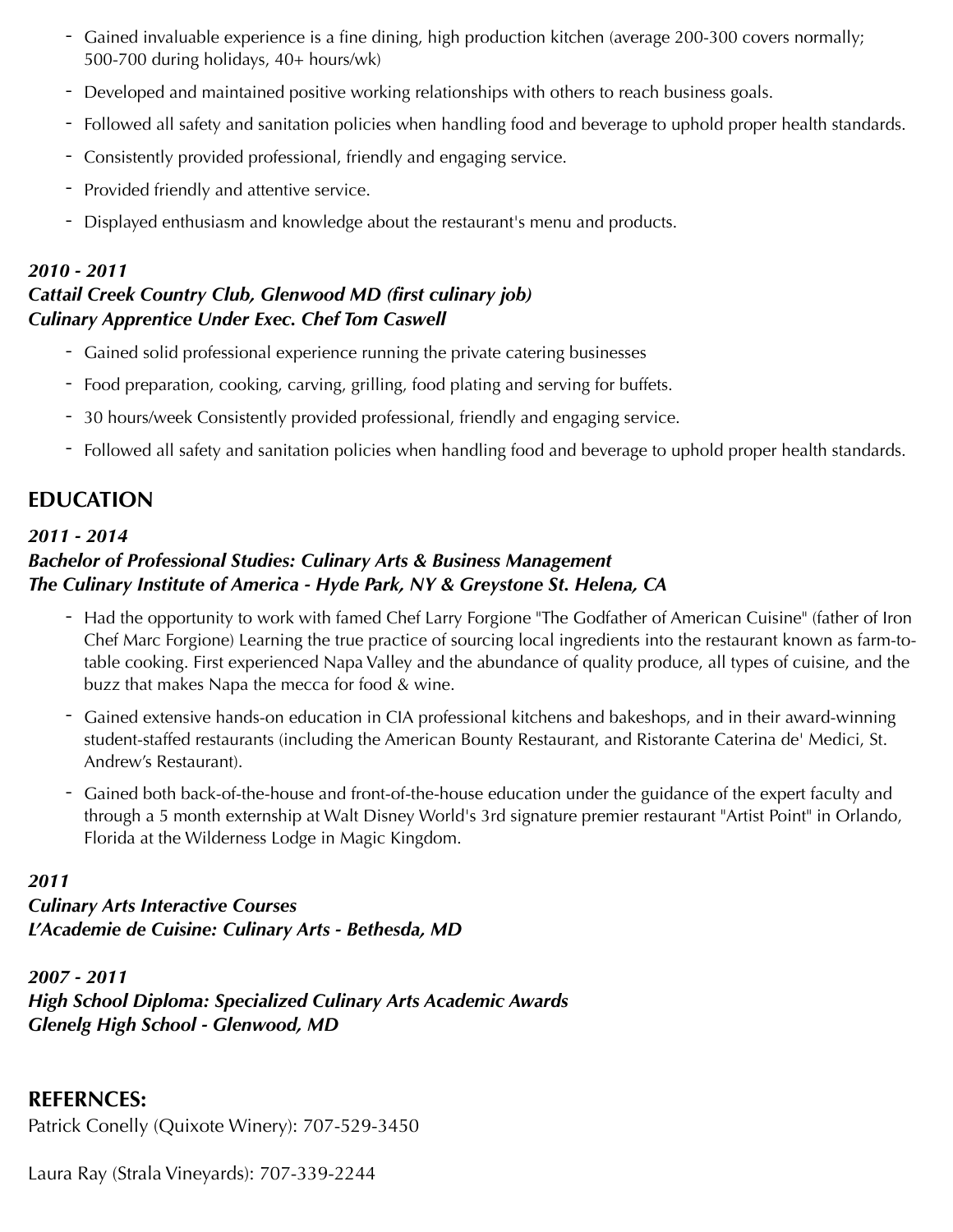- Gained invaluable experience is a fine dining, high production kitchen (average 200-300 covers normally; 500-700 during holidays, 40+ hours/wk)
- Developed and maintained positive working relationships with others to reach business goals.
- Followed all safety and sanitation policies when handling food and beverage to uphold proper health standards.
- Consistently provided professional, friendly and engaging service.
- Provided friendly and attentive service.
- Displayed enthusiasm and knowledge about the restaurant's menu and products.

***2010 - 2011***
***Cattail Creek Country Club, Glenwood MD (first culinary job)***
***Culinary Apprentice Under Exec. Chef Tom Caswell***

- Gained solid professional experience running the private catering businesses
- Food preparation, cooking, carving, grilling, food plating and serving for buffets.
- 30 hours/week Consistently provided professional, friendly and engaging service.
- Followed all safety and sanitation policies when handling food and beverage to uphold proper health standards.

## EDUCATION

***2011 - 2014***
***Bachelor of Professional Studies: Culinary Arts & Business Management***
***The Culinary Institute of America - Hyde Park, NY & Greystone St. Helena, CA***

- Had the opportunity to work with famed Chef Larry Forgione "The Godfather of American Cuisine" (father of Iron Chef Marc Forgione) Learning the true practice of sourcing local ingredients into the restaurant known as farm-to-table cooking. First experienced Napa Valley and the abundance of quality produce, all types of cuisine, and the buzz that makes Napa the mecca for food & wine.
- Gained extensive hands-on education in CIA professional kitchens and bakeshops, and in their award-winning student-staffed restaurants (including the American Bounty Restaurant, and Ristorante Caterina de' Medici, St. Andrew's Restaurant).
- Gained both back-of-the-house and front-of-the-house education under the guidance of the expert faculty and through a 5 month externship at Walt Disney World's 3rd signature premier restaurant "Artist Point" in Orlando, Florida at the Wilderness Lodge in Magic Kingdom.

***2011***
***Culinary Arts Interactive Courses***
***L'Academie de Cuisine: Culinary Arts - Bethesda, MD***

***2007 - 2011***
***High School Diploma: Specialized Culinary Arts Academic Awards***
***Glenelg High School - Glenwood, MD***

## REFERNCES:

Patrick Conelly (Quixote Winery): 707-529-3450

Laura Ray (Strala Vineyards): 707-339-2244